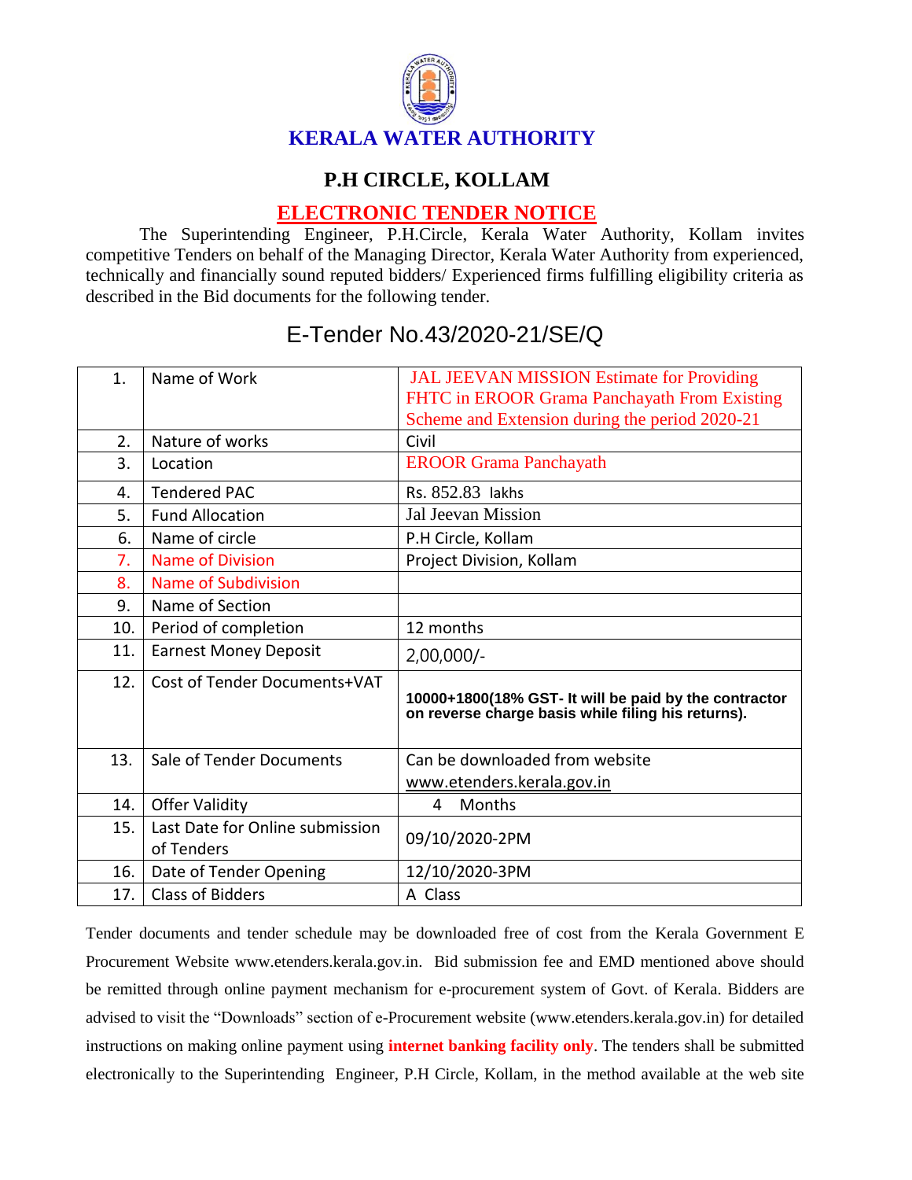# KERALA WATER AUTHORITY

## P.H CIRCLE, KOLLAM

## ELECTRONIC TENDER NOTICE

The Superintending Engineer, P.H.Circle, Kerala Water Authority, Kollam invites competitive Tenders on behalf of the Managing Director, Kerala Water Authority from experienced, technically and financially sound reputed bidders/ Experienced firms fulfilling eligibility criteria as described in the Bid documents for the following tender.

## E-Tender No.43/2020-21/SE/Q

| | | |
|---|---|---|
| 1. | Name of Work | JAL JEEVAN MISSION Estimate for Providing FHTC in EROOR Grama Panchayath From Existing Scheme and Extension during the period 2020-21 |
| 2. | Nature of works | Civil |
| 3. | Location | EROOR Grama Panchayath |
| 4. | Tendered PAC | Rs. 852.83 lakhs |
| 5. | Fund Allocation | Jal Jeevan Mission |
| 6. | Name of circle | P.H Circle, Kollam |
| 7. | Name of Division | Project Division, Kollam |
| 8. | Name of Subdivision | |
| 9. | Name of Section | |
| 10. | Period of completion | 12 months |
| 11. | Earnest Money Deposit | 2,00,000/- |
| 12. | Cost of Tender Documents+VAT | **10000+1800(18% GST- It will be paid by the contractor on reverse charge basis while filing his returns).** |
| 13. | Sale of Tender Documents | Can be downloaded from website www.etenders.kerala.gov.in |
| 14. | Offer Validity | 4 Months |
| 15. | Last Date for Online submission of Tenders | 09/10/2020-2PM |
| 16. | Date of Tender Opening | 12/10/2020-3PM |
| 17. | Class of Bidders | A Class |

Tender documents and tender schedule may be downloaded free of cost from the Kerala Government E Procurement Website www.etenders.kerala.gov.in. Bid submission fee and EMD mentioned above should be remitted through online payment mechanism for e-procurement system of Govt. of Kerala. Bidders are advised to visit the "Downloads" section of e-Procurement website (www.etenders.kerala.gov.in) for detailed instructions on making online payment using **internet banking facility only**. The tenders shall be submitted electronically to the Superintending Engineer, P.H Circle, Kollam, in the method available at the web site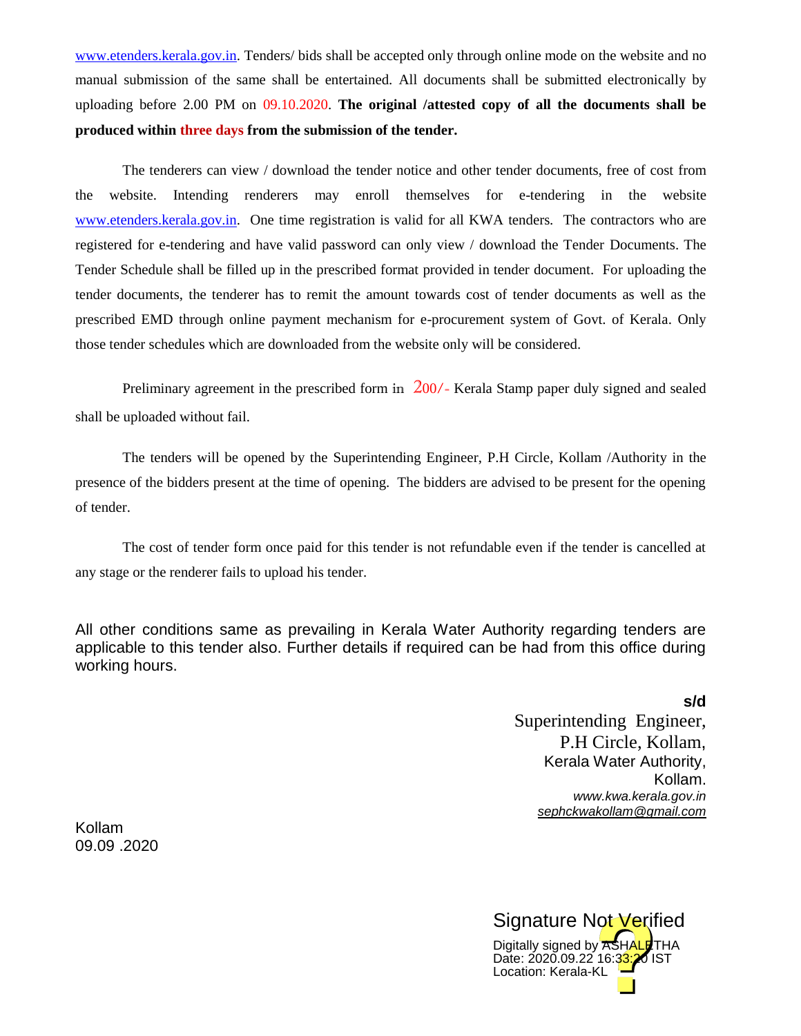www.etenders.kerala.gov.in. Tenders/ bids shall be accepted only through online mode on the website and no manual submission of the same shall be entertained. All documents shall be submitted electronically by uploading before 2.00 PM on 09.10.2020. **The original /attested copy of all the documents shall be produced within three days from the submission of the tender.**

The tenderers can view / download the tender notice and other tender documents, free of cost from the website. Intending renderers may enroll themselves for e-tendering in the website www.etenders.kerala.gov.in. One time registration is valid for all KWA tenders. The contractors who are registered for e-tendering and have valid password can only view / download the Tender Documents. The Tender Schedule shall be filled up in the prescribed format provided in tender document. For uploading the tender documents, the tenderer has to remit the amount towards cost of tender documents as well as the prescribed EMD through online payment mechanism for e-procurement system of Govt. of Kerala. Only those tender schedules which are downloaded from the website only will be considered.

Preliminary agreement in the prescribed form in 200/- Kerala Stamp paper duly signed and sealed shall be uploaded without fail.

The tenders will be opened by the Superintending Engineer, P.H Circle, Kollam /Authority in the presence of the bidders present at the time of opening. The bidders are advised to be present for the opening of tender.

The cost of tender form once paid for this tender is not refundable even if the tender is cancelled at any stage or the renderer fails to upload his tender.

All other conditions same as prevailing in Kerala Water Authority regarding tenders are applicable to this tender also. Further details if required can be had from this office during working hours.

**s/d**
Superintending Engineer,
P.H Circle, Kollam,
Kerala Water Authority,
Kollam.
*www.kwa.kerala.gov.in*
*sephckwakollam@gmail.com*

Kollam
09.09 .2020

Signature Not Verified
Digitally signed by ASHALETHA
Date: 2020.09.22 16:33:20 IST
Location: Kerala-KL